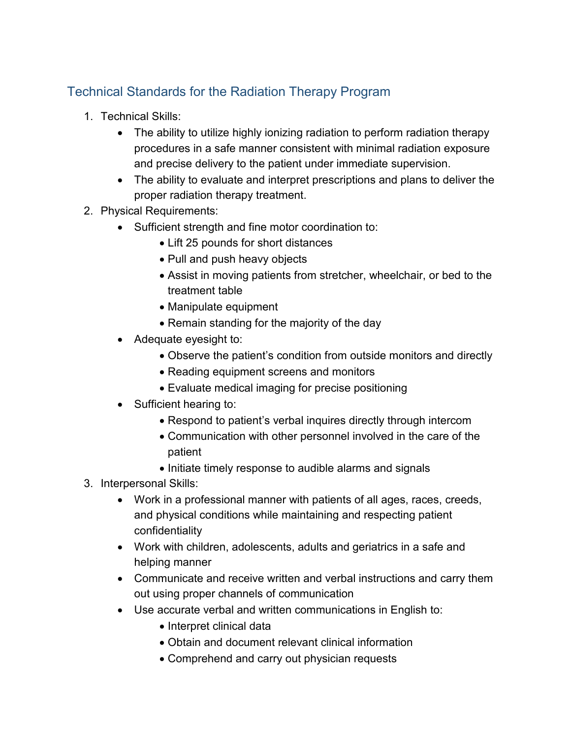## Technical Standards for the Radiation Therapy Program

1. Technical Skills:
   - The ability to utilize highly ionizing radiation to perform radiation therapy procedures in a safe manner consistent with minimal radiation exposure and precise delivery to the patient under immediate supervision.
   - The ability to evaluate and interpret prescriptions and plans to deliver the proper radiation therapy treatment.
2. Physical Requirements:
   - Sufficient strength and fine motor coordination to:
     - Lift 25 pounds for short distances
     - Pull and push heavy objects
     - Assist in moving patients from stretcher, wheelchair, or bed to the treatment table
     - Manipulate equipment
     - Remain standing for the majority of the day
   - Adequate eyesight to:
     - Observe the patient's condition from outside monitors and directly
     - Reading equipment screens and monitors
     - Evaluate medical imaging for precise positioning
   - Sufficient hearing to:
     - Respond to patient's verbal inquires directly through intercom
     - Communication with other personnel involved in the care of the patient
     - Initiate timely response to audible alarms and signals
3. Interpersonal Skills:
   - Work in a professional manner with patients of all ages, races, creeds, and physical conditions while maintaining and respecting patient confidentiality
   - Work with children, adolescents, adults and geriatrics in a safe and helping manner
   - Communicate and receive written and verbal instructions and carry them out using proper channels of communication
   - Use accurate verbal and written communications in English to:
     - Interpret clinical data
     - Obtain and document relevant clinical information
     - Comprehend and carry out physician requests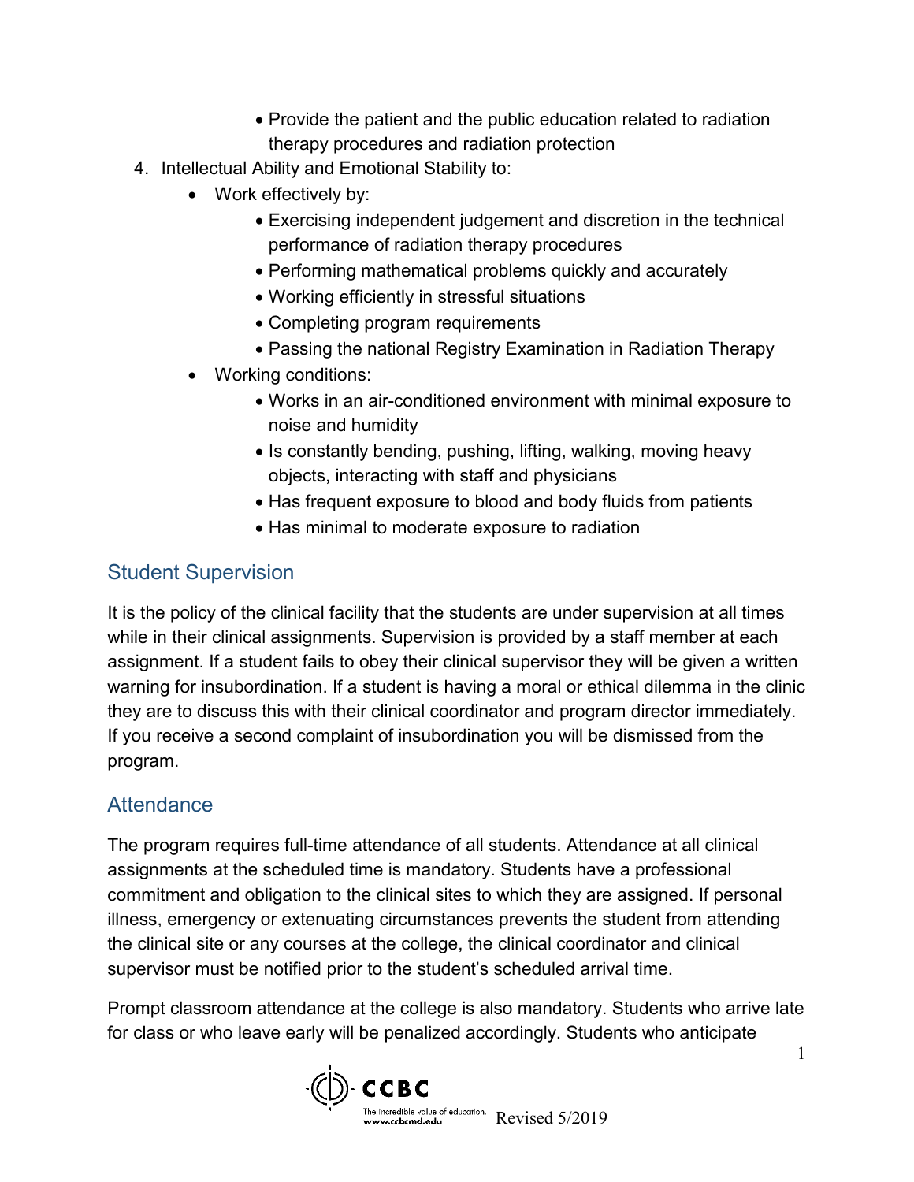- Provide the patient and the public education related to radiation therapy procedures and radiation protection

4. Intellectual Ability and Emotional Stability to:
   - Work effectively by:
     - Exercising independent judgement and discretion in the technical performance of radiation therapy procedures
     - Performing mathematical problems quickly and accurately
     - Working efficiently in stressful situations
     - Completing program requirements
     - Passing the national Registry Examination in Radiation Therapy
   - Working conditions:
     - Works in an air-conditioned environment with minimal exposure to noise and humidity
     - Is constantly bending, pushing, lifting, walking, moving heavy objects, interacting with staff and physicians
     - Has frequent exposure to blood and body fluids from patients
     - Has minimal to moderate exposure to radiation

## Student Supervision

It is the policy of the clinical facility that the students are under supervision at all times while in their clinical assignments. Supervision is provided by a staff member at each assignment. If a student fails to obey their clinical supervisor they will be given a written warning for insubordination. If a student is having a moral or ethical dilemma in the clinic they are to discuss this with their clinical coordinator and program director immediately. If you receive a second complaint of insubordination you will be dismissed from the program.

## Attendance

The program requires full-time attendance of all students. Attendance at all clinical assignments at the scheduled time is mandatory. Students have a professional commitment and obligation to the clinical sites to which they are assigned. If personal illness, emergency or extenuating circumstances prevents the student from attending the clinical site or any courses at the college, the clinical coordinator and clinical supervisor must be notified prior to the student's scheduled arrival time.

Prompt classroom attendance at the college is also mandatory. Students who arrive late for class or who leave early will be penalized accordingly. Students who anticipate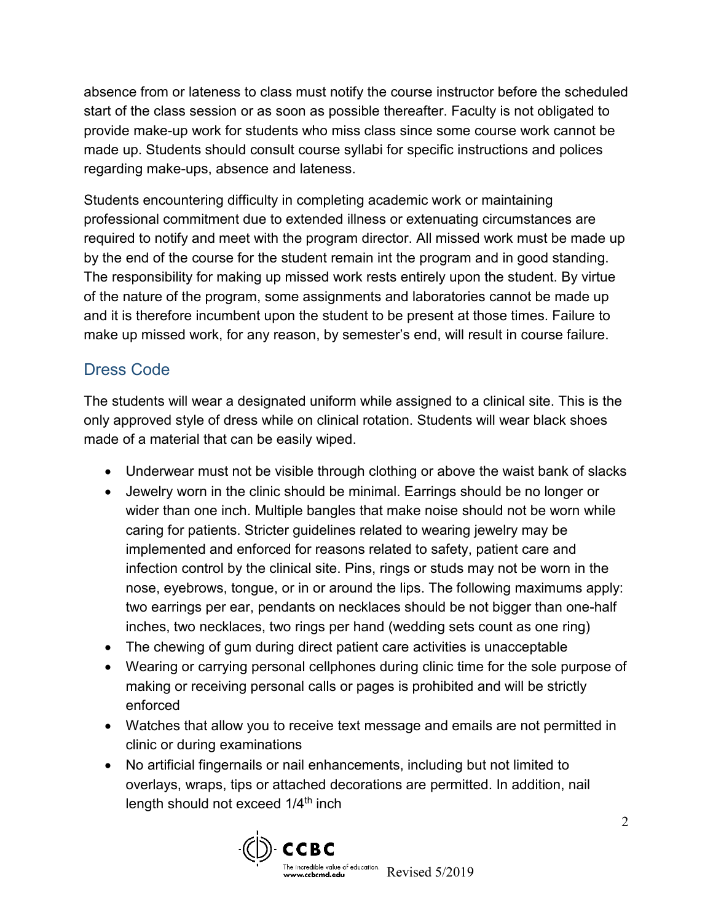absence from or lateness to class must notify the course instructor before the scheduled start of the class session or as soon as possible thereafter. Faculty is not obligated to provide make-up work for students who miss class since some course work cannot be made up. Students should consult course syllabi for specific instructions and polices regarding make-ups, absence and lateness.

Students encountering difficulty in completing academic work or maintaining professional commitment due to extended illness or extenuating circumstances are required to notify and meet with the program director. All missed work must be made up by the end of the course for the student remain int the program and in good standing. The responsibility for making up missed work rests entirely upon the student. By virtue of the nature of the program, some assignments and laboratories cannot be made up and it is therefore incumbent upon the student to be present at those times. Failure to make up missed work, for any reason, by semester's end, will result in course failure.

## Dress Code

The students will wear a designated uniform while assigned to a clinical site. This is the only approved style of dress while on clinical rotation. Students will wear black shoes made of a material that can be easily wiped.

- Underwear must not be visible through clothing or above the waist bank of slacks
- Jewelry worn in the clinic should be minimal. Earrings should be no longer or wider than one inch. Multiple bangles that make noise should not be worn while caring for patients. Stricter guidelines related to wearing jewelry may be implemented and enforced for reasons related to safety, patient care and infection control by the clinical site. Pins, rings or studs may not be worn in the nose, eyebrows, tongue, or in or around the lips. The following maximums apply: two earrings per ear, pendants on necklaces should be not bigger than one-half inches, two necklaces, two rings per hand (wedding sets count as one ring)
- The chewing of gum during direct patient care activities is unacceptable
- Wearing or carrying personal cellphones during clinic time for the sole purpose of making or receiving personal calls or pages is prohibited and will be strictly enforced
- Watches that allow you to receive text message and emails are not permitted in clinic or during examinations
- No artificial fingernails or nail enhancements, including but not limited to overlays, wraps, tips or attached decorations are permitted. In addition, nail length should not exceed 1/4th inch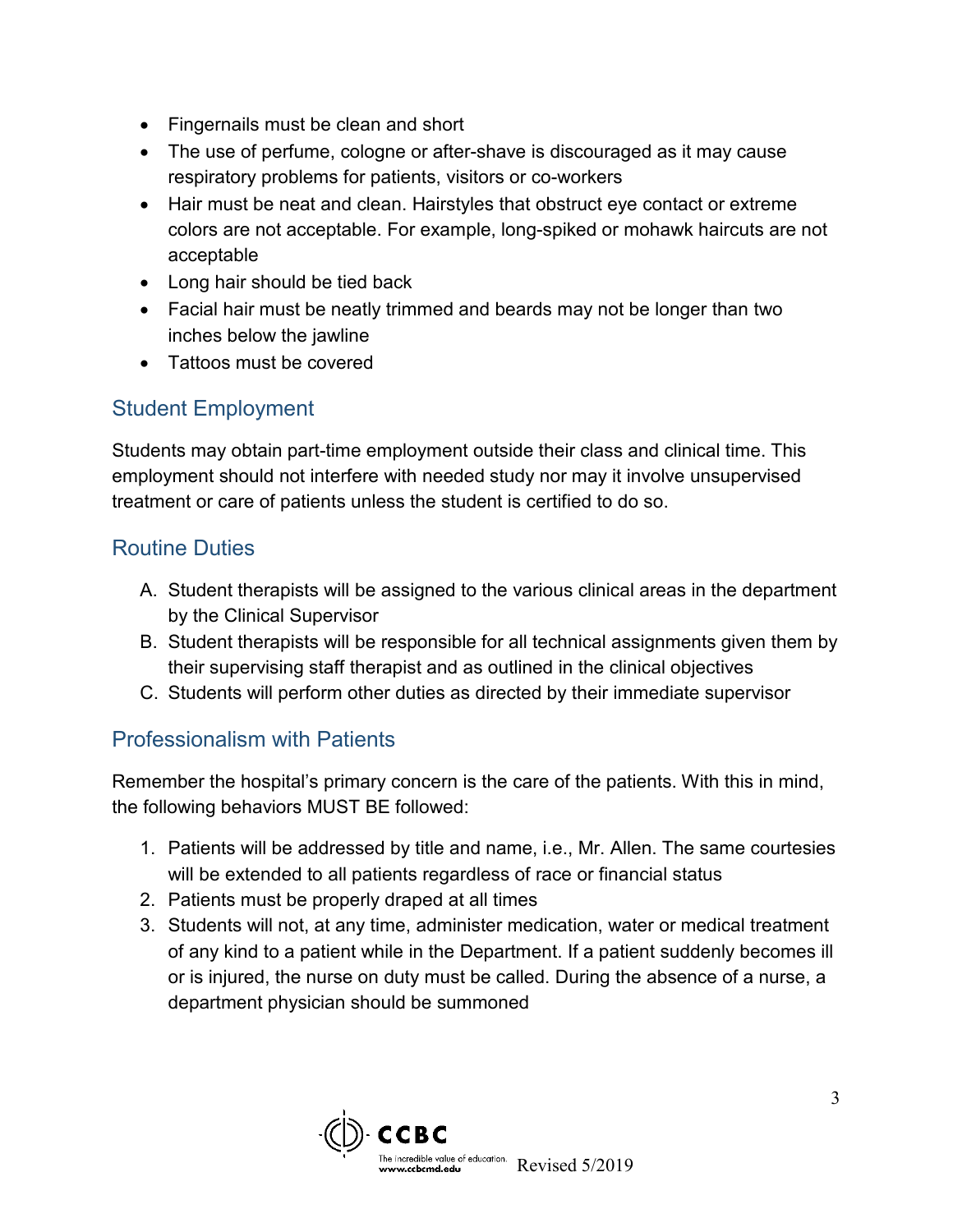- Fingernails must be clean and short
- The use of perfume, cologne or after-shave is discouraged as it may cause respiratory problems for patients, visitors or co-workers
- Hair must be neat and clean. Hairstyles that obstruct eye contact or extreme colors are not acceptable. For example, long-spiked or mohawk haircuts are not acceptable
- Long hair should be tied back
- Facial hair must be neatly trimmed and beards may not be longer than two inches below the jawline
- Tattoos must be covered

## Student Employment

Students may obtain part-time employment outside their class and clinical time. This employment should not interfere with needed study nor may it involve unsupervised treatment or care of patients unless the student is certified to do so.

## Routine Duties

A. Student therapists will be assigned to the various clinical areas in the department by the Clinical Supervisor
B. Student therapists will be responsible for all technical assignments given them by their supervising staff therapist and as outlined in the clinical objectives
C. Students will perform other duties as directed by their immediate supervisor

## Professionalism with Patients

Remember the hospital's primary concern is the care of the patients. With this in mind, the following behaviors MUST BE followed:

1. Patients will be addressed by title and name, i.e., Mr. Allen. The same courtesies will be extended to all patients regardless of race or financial status
2. Patients must be properly draped at all times
3. Students will not, at any time, administer medication, water or medical treatment of any kind to a patient while in the Department. If a patient suddenly becomes ill or is injured, the nurse on duty must be called. During the absence of a nurse, a department physician should be summoned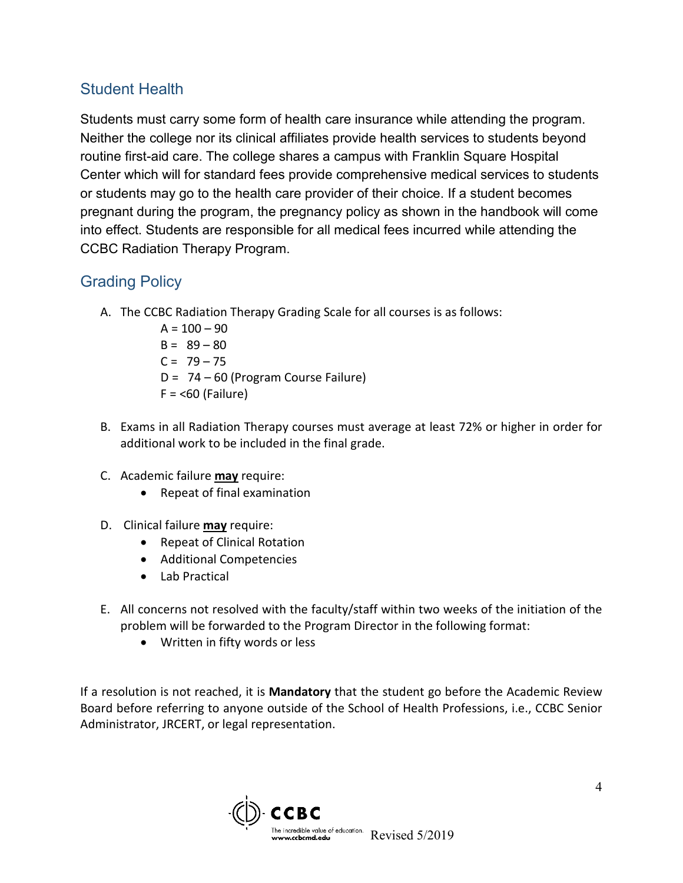## Student Health

Students must carry some form of health care insurance while attending the program. Neither the college nor its clinical affiliates provide health services to students beyond routine first-aid care. The college shares a campus with Franklin Square Hospital Center which will for standard fees provide comprehensive medical services to students or students may go to the health care provider of their choice. If a student becomes pregnant during the program, the pregnancy policy as shown in the handbook will come into effect. Students are responsible for all medical fees incurred while attending the CCBC Radiation Therapy Program.

## Grading Policy

A. The CCBC Radiation Therapy Grading Scale for all courses is as follows:

   A = 100 – 90
   B = 89 – 80
   C = 79 – 75
   D = 74 – 60 (Program Course Failure)
   F = <60 (Failure)

B. Exams in all Radiation Therapy courses must average at least 72% or higher in order for additional work to be included in the final grade.

C. Academic failure **<u>may</u>** require:
   - Repeat of final examination

D. Clinical failure **<u>may</u>** require:
   - Repeat of Clinical Rotation
   - Additional Competencies
   - Lab Practical

E. All concerns not resolved with the faculty/staff within two weeks of the initiation of the problem will be forwarded to the Program Director in the following format:
   - Written in fifty words or less

If a resolution is not reached, it is **Mandatory** that the student go before the Academic Review Board before referring to anyone outside of the School of Health Professions, i.e., CCBC Senior Administrator, JRCERT, or legal representation.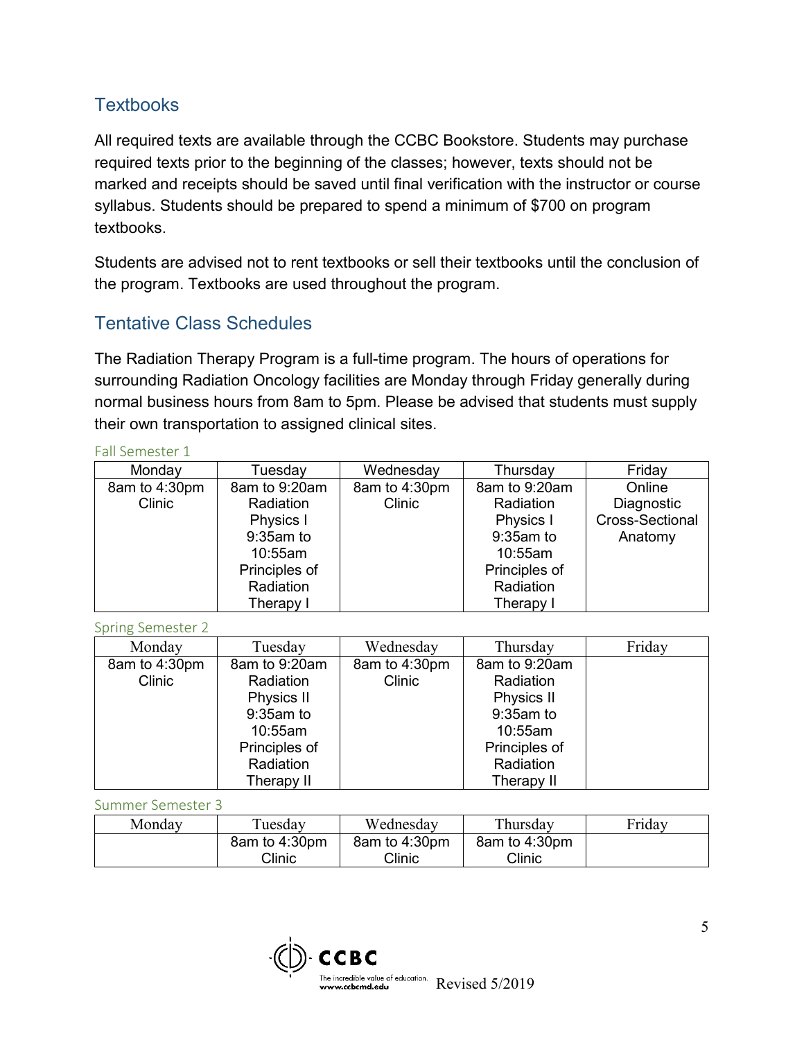## Textbooks

All required texts are available through the CCBC Bookstore. Students may purchase required texts prior to the beginning of the classes; however, texts should not be marked and receipts should be saved until final verification with the instructor or course syllabus. Students should be prepared to spend a minimum of $700 on program textbooks.

Students are advised not to rent textbooks or sell their textbooks until the conclusion of the program. Textbooks are used throughout the program.

## Tentative Class Schedules

The Radiation Therapy Program is a full-time program. The hours of operations for surrounding Radiation Oncology facilities are Monday through Friday generally during normal business hours from 8am to 5pm. Please be advised that students must supply their own transportation to assigned clinical sites.

Fall Semester 1

| Monday | Tuesday | Wednesday | Thursday | Friday |
| --- | --- | --- | --- | --- |
| 8am to 4:30pm Clinic | 8am to 9:20am Radiation Physics I 9:35am to 10:55am Principles of Radiation Therapy I | 8am to 4:30pm Clinic | 8am to 9:20am Radiation Physics I 9:35am to 10:55am Principles of Radiation Therapy I | Online Diagnostic Cross-Sectional Anatomy |

Spring Semester 2

| Monday | Tuesday | Wednesday | Thursday | Friday |
| --- | --- | --- | --- | --- |
| 8am to 4:30pm Clinic | 8am to 9:20am Radiation Physics II 9:35am to 10:55am Principles of Radiation Therapy II | 8am to 4:30pm Clinic | 8am to 9:20am Radiation Physics II 9:35am to 10:55am Principles of Radiation Therapy II | |

Summer Semester 3

| Monday | Tuesday | Wednesday | Thursday | Friday |
| --- | --- | --- | --- | --- |
| | 8am to 4:30pm Clinic | 8am to 4:30pm Clinic | 8am to 4:30pm Clinic | |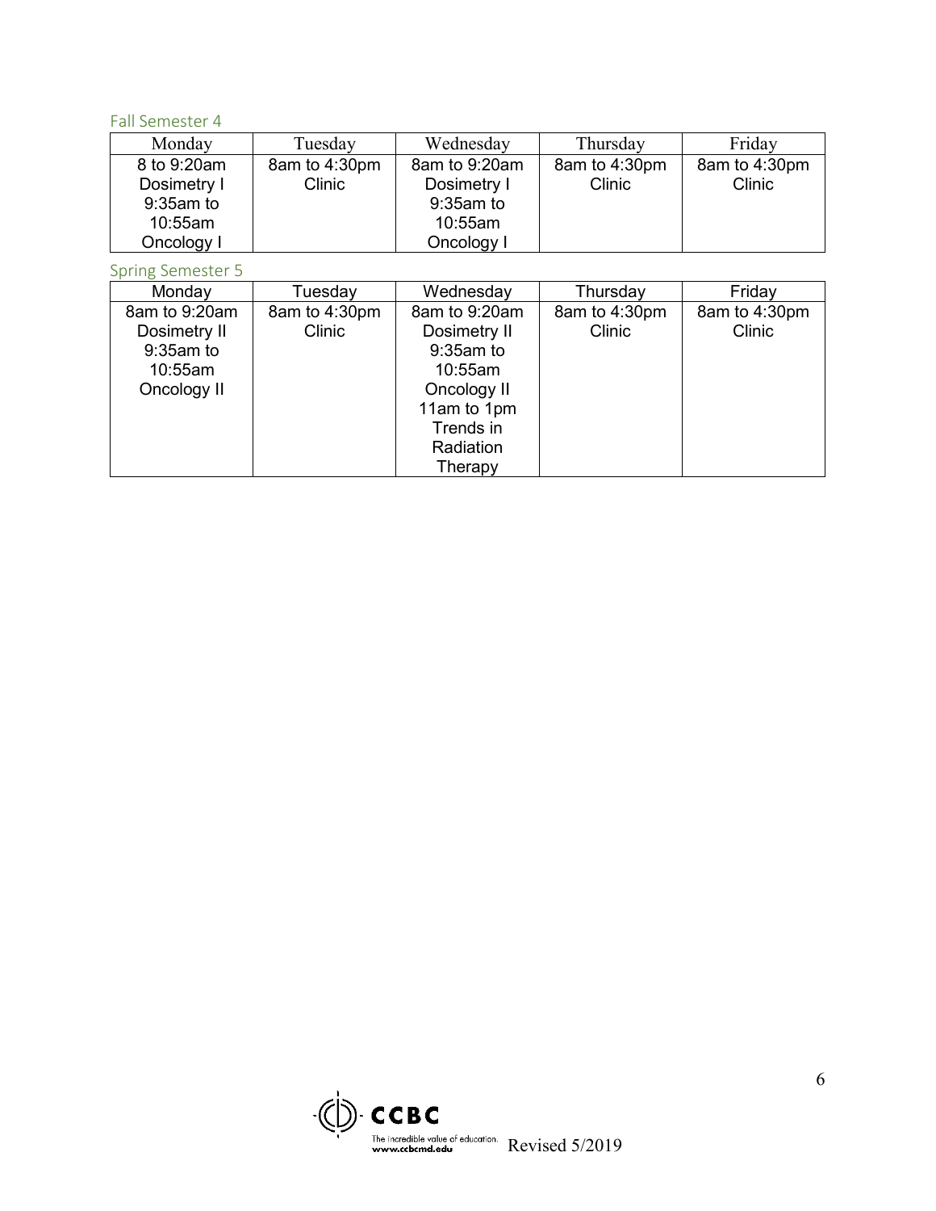### Fall Semester 4

| Monday | Tuesday | Wednesday | Thursday | Friday |
|---|---|---|---|---|
| 8 to 9:20am Dosimetry I 9:35am to 10:55am Oncology I | 8am to 4:30pm Clinic | 8am to 9:20am Dosimetry I 9:35am to 10:55am Oncology I | 8am to 4:30pm Clinic | 8am to 4:30pm Clinic |

### Spring Semester 5

| Monday | Tuesday | Wednesday | Thursday | Friday |
|---|---|---|---|---|
| 8am to 9:20am Dosimetry II 9:35am to 10:55am Oncology II | 8am to 4:30pm Clinic | 8am to 9:20am Dosimetry II 9:35am to 10:55am Oncology II 11am to 1pm Trends in Radiation Therapy | 8am to 4:30pm Clinic | 8am to 4:30pm Clinic |

CCBC The incredible value of education. www.ccbcmd.edu Revised 5/2019